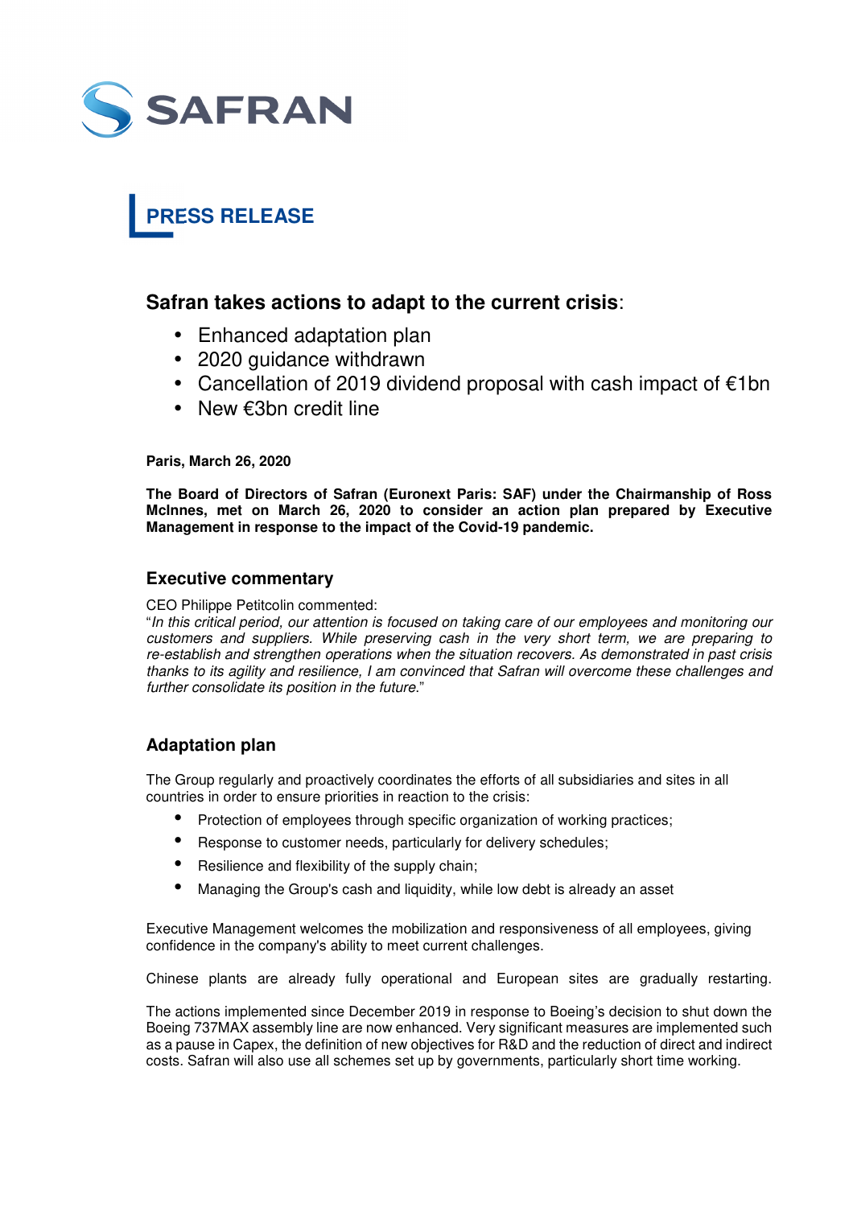SAFRAN

**PRESS RELEASE**

## Safran takes actions to adapt to the current crisis:

- Enhanced adaptation plan
- 2020 guidance withdrawn
- Cancellation of 2019 dividend proposal with cash impact of €1bn
- New €3bn credit line

**Paris, March 26, 2020**

**The Board of Directors of Safran (Euronext Paris: SAF) under the Chairmanship of Ross McInnes, met on March 26, 2020 to consider an action plan prepared by Executive Management in response to the impact of the Covid-19 pandemic.**

### Executive commentary

CEO Philippe Petitcolin commented:
"*In this critical period, our attention is focused on taking care of our employees and monitoring our customers and suppliers. While preserving cash in the very short term, we are preparing to re-establish and strengthen operations when the situation recovers. As demonstrated in past crisis thanks to its agility and resilience, I am convinced that Safran will overcome these challenges and further consolidate its position in the future.*"

### Adaptation plan

The Group regularly and proactively coordinates the efforts of all subsidiaries and sites in all countries in order to ensure priorities in reaction to the crisis:

- Protection of employees through specific organization of working practices;
- Response to customer needs, particularly for delivery schedules;
- Resilience and flexibility of the supply chain;
- Managing the Group's cash and liquidity, while low debt is already an asset

Executive Management welcomes the mobilization and responsiveness of all employees, giving confidence in the company's ability to meet current challenges.

Chinese plants are already fully operational and European sites are gradually restarting.

The actions implemented since December 2019 in response to Boeing's decision to shut down the Boeing 737MAX assembly line are now enhanced. Very significant measures are implemented such as a pause in Capex, the definition of new objectives for R&D and the reduction of direct and indirect costs. Safran will also use all schemes set up by governments, particularly short time working.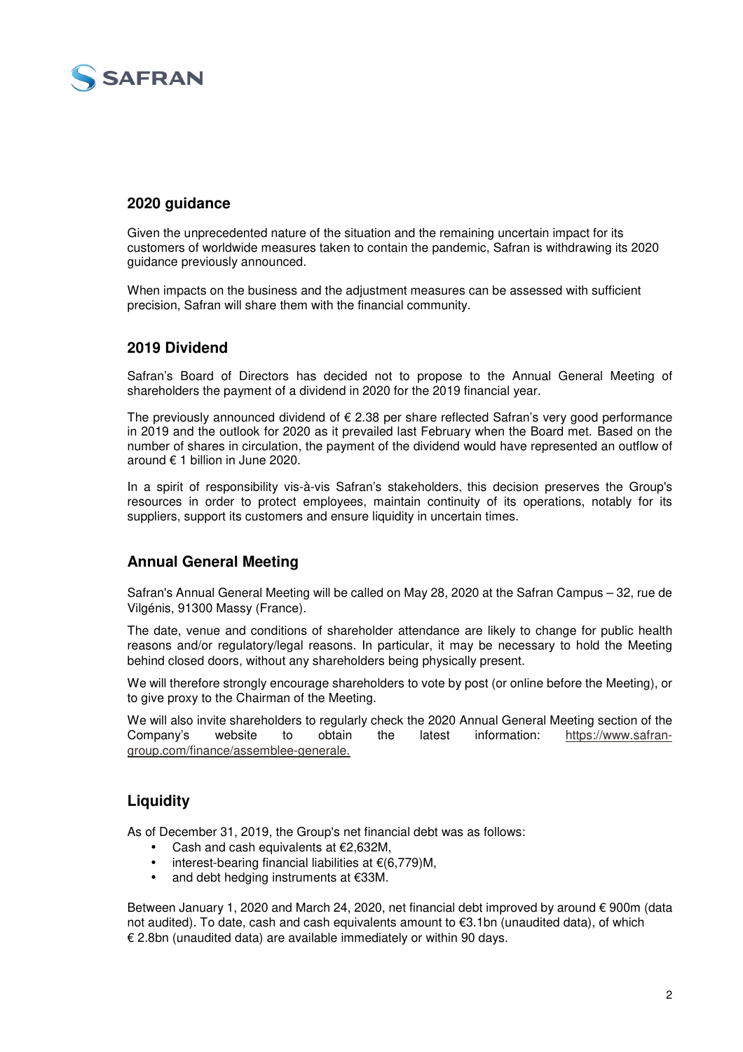## 2020 guidance

Given the unprecedented nature of the situation and the remaining uncertain impact for its customers of worldwide measures taken to contain the pandemic, Safran is withdrawing its 2020 guidance previously announced.

When impacts on the business and the adjustment measures can be assessed with sufficient precision, Safran will share them with the financial community.

## 2019 Dividend

Safran's Board of Directors has decided not to propose to the Annual General Meeting of shareholders the payment of a dividend in 2020 for the 2019 financial year.

The previously announced dividend of € 2.38 per share reflected Safran's very good performance in 2019 and the outlook for 2020 as it prevailed last February when the Board met. Based on the number of shares in circulation, the payment of the dividend would have represented an outflow of around € 1 billion in June 2020.

In a spirit of responsibility vis-à-vis Safran's stakeholders, this decision preserves the Group's resources in order to protect employees, maintain continuity of its operations, notably for its suppliers, support its customers and ensure liquidity in uncertain times.

## Annual General Meeting

Safran's Annual General Meeting will be called on May 28, 2020 at the Safran Campus – 32, rue de Vilgénis, 91300 Massy (France).

The date, venue and conditions of shareholder attendance are likely to change for public health reasons and/or regulatory/legal reasons. In particular, it may be necessary to hold the Meeting behind closed doors, without any shareholders being physically present.

We will therefore strongly encourage shareholders to vote by post (or online before the Meeting), or to give proxy to the Chairman of the Meeting.

We will also invite shareholders to regularly check the 2020 Annual General Meeting section of the Company's website to obtain the latest information: https://www.safran-group.com/finance/assemblee-generale.

## Liquidity

As of December 31, 2019, the Group's net financial debt was as follows:

- Cash and cash equivalents at €2,632M,
- interest-bearing financial liabilities at €(6,779)M,
- and debt hedging instruments at €33M.

Between January 1, 2020 and March 24, 2020, net financial debt improved by around € 900m (data not audited). To date, cash and cash equivalents amount to €3.1bn (unaudited data), of which € 2.8bn (unaudited data) are available immediately or within 90 days.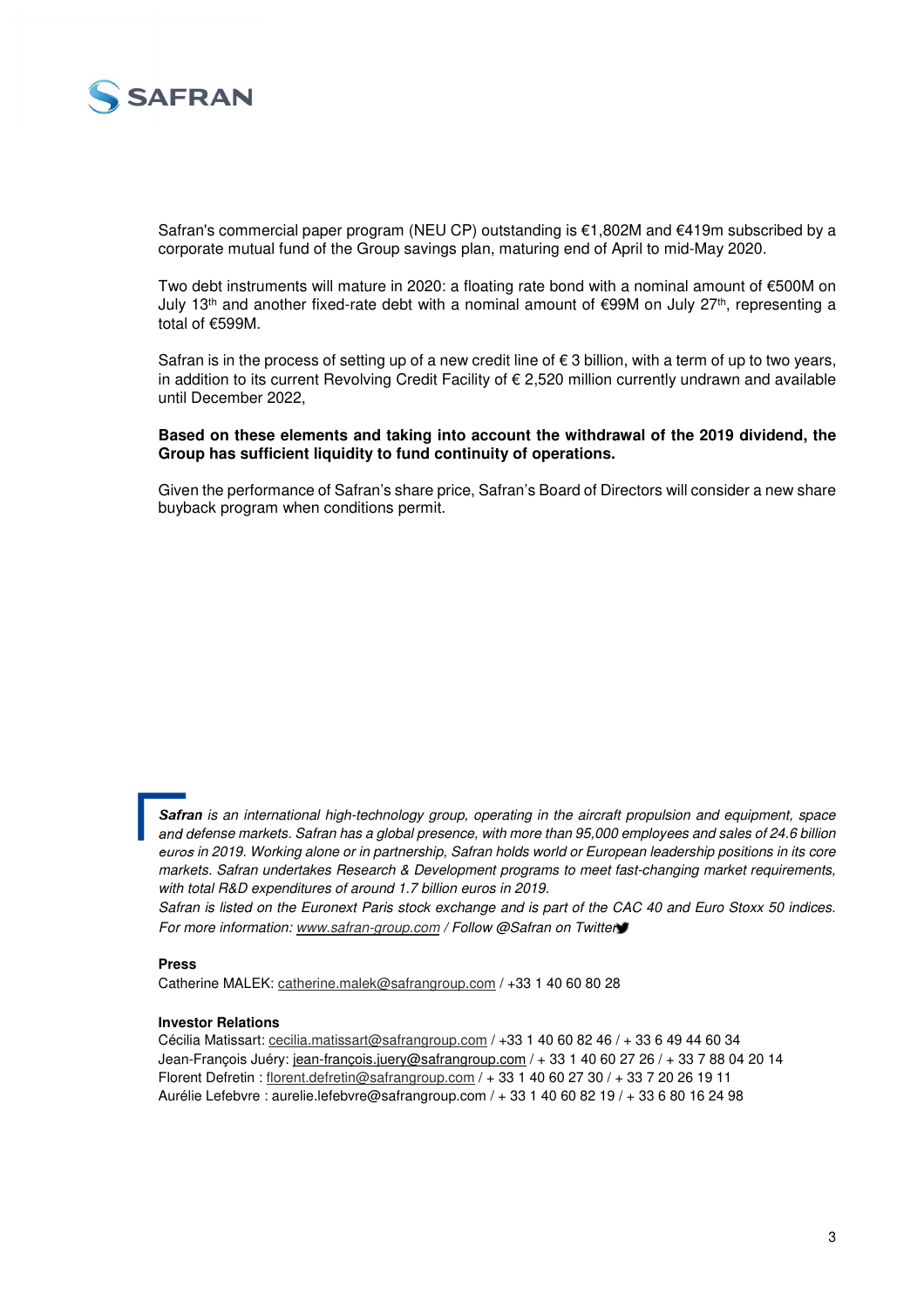Safran's commercial paper program (NEU CP) outstanding is €1,802M and €419m subscribed by a corporate mutual fund of the Group savings plan, maturing end of April to mid-May 2020.

Two debt instruments will mature in 2020: a floating rate bond with a nominal amount of €500M on July 13th and another fixed-rate debt with a nominal amount of €99M on July 27th, representing a total of €599M.

Safran is in the process of setting up of a new credit line of € 3 billion, with a term of up to two years, in addition to its current Revolving Credit Facility of € 2,520 million currently undrawn and available until December 2022,

**Based on these elements and taking into account the withdrawal of the 2019 dividend, the Group has sufficient liquidity to fund continuity of operations.**

Given the performance of Safran's share price, Safran's Board of Directors will consider a new share buyback program when conditions permit.

***Safran*** *is an international high-technology group, operating in the aircraft propulsion and equipment, space and defense markets. Safran has a global presence, with more than 95,000 employees and sales of 24.6 billion euros in 2019. Working alone or in partnership, Safran holds world or European leadership positions in its core markets. Safran undertakes Research & Development programs to meet fast-changing market requirements, with total R&D expenditures of around 1.7 billion euros in 2019.*

*Safran is listed on the Euronext Paris stock exchange and is part of the CAC 40 and Euro Stoxx 50 indices.*

*For more information: www.safran-group.com / Follow @Safran on Twitter*

**Press**

Catherine MALEK: catherine.malek@safrangroup.com / +33 1 40 60 80 28

**Investor Relations**

Cécilia Matissart: cecilia.matissart@safrangroup.com / +33 1 40 60 82 46 / + 33 6 49 44 60 34
Jean-François Juéry: jean-françois.juery@safrangroup.com / + 33 1 40 60 27 26 / + 33 7 88 04 20 14
Florent Defretin : florent.defretin@safrangroup.com / + 33 1 40 60 27 30 / + 33 7 20 26 19 11
Aurélie Lefebvre : aurelie.lefebvre@safrangroup.com / + 33 1 40 60 82 19 / + 33 6 80 16 24 98